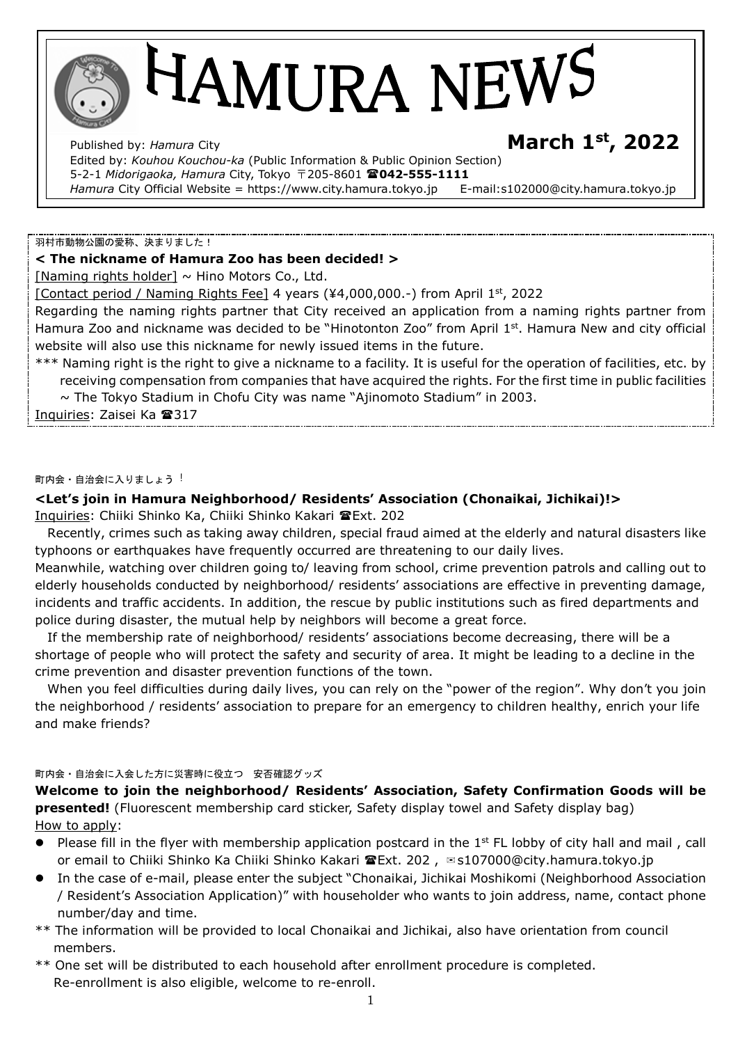# HAMURA NEWS

Published by: *Hamura* City

**March 1st, 2022**

Edited by: *Kouhou Kouchou-ka* (Public Information & Public Opinion Section)
5-2-1 *Midorigaoka, Hamura* City, Tokyo 〒205-8601 ☎**042-555-1111**
*Hamura* City Official Website = https://www.city.hamura.tokyo.jp E-mail:s102000@city.hamura.tokyo.jp

羽村市動物公園の愛称、決まりました！

**< The nickname of Hamura Zoo has been decided! >**

[Naming rights holder] ~ Hino Motors Co., Ltd.

[Contact period / Naming Rights Fee] 4 years (¥4,000,000.-) from April 1st, 2022

Regarding the naming rights partner that City received an application from a naming rights partner from Hamura Zoo and nickname was decided to be "Hinotonton Zoo" from April 1st. Hamura New and city official website will also use this nickname for newly issued items in the future.

*** Naming right is the right to give a nickname to a facility. It is useful for the operation of facilities, etc. by receiving compensation from companies that have acquired the rights. For the first time in public facilities ~ The Tokyo Stadium in Chofu City was name "Ajinomoto Stadium" in 2003.

Inquiries: Zaisei Ka ☎317

町内会・自治会に入りましょう！

**<Let's join in Hamura Neighborhood/ Residents' Association (Chonaikai, Jichikai)!>**

Inquiries: Chiiki Shinko Ka, Chiiki Shinko Kakari ☎Ext. 202

Recently, crimes such as taking away children, special fraud aimed at the elderly and natural disasters like typhoons or earthquakes have frequently occurred are threatening to our daily lives.

Meanwhile, watching over children going to/ leaving from school, crime prevention patrols and calling out to elderly households conducted by neighborhood/ residents' associations are effective in preventing damage, incidents and traffic accidents. In addition, the rescue by public institutions such as fired departments and police during disaster, the mutual help by neighbors will become a great force.

If the membership rate of neighborhood/ residents' associations become decreasing, there will be a shortage of people who will protect the safety and security of area. It might be leading to a decline in the crime prevention and disaster prevention functions of the town.

When you feel difficulties during daily lives, you can rely on the "power of the region". Why don't you join the neighborhood / residents' association to prepare for an emergency to children healthy, enrich your life and make friends?

町内会・自治会に入会した方に災害時に役立つ　安否確認グッズ

**Welcome to join the neighborhood/ Residents' Association, Safety Confirmation Goods will be presented!** (Fluorescent membership card sticker, Safety display towel and Safety display bag)

How to apply:

- Please fill in the flyer with membership application postcard in the 1st FL lobby of city hall and mail , call or email to Chiiki Shinko Ka Chiiki Shinko Kakari ☎Ext. 202 , ✉s107000@city.hamura.tokyo.jp
- In the case of e-mail, please enter the subject "Chonaikai, Jichikai Moshikomi (Neighborhood Association / Resident's Association Application)" with householder who wants to join address, name, contact phone number/day and time.

** The information will be provided to local Chonaikai and Jichikai, also have orientation from council members.

** One set will be distributed to each household after enrollment procedure is completed. Re-enrollment is also eligible, welcome to re-enroll.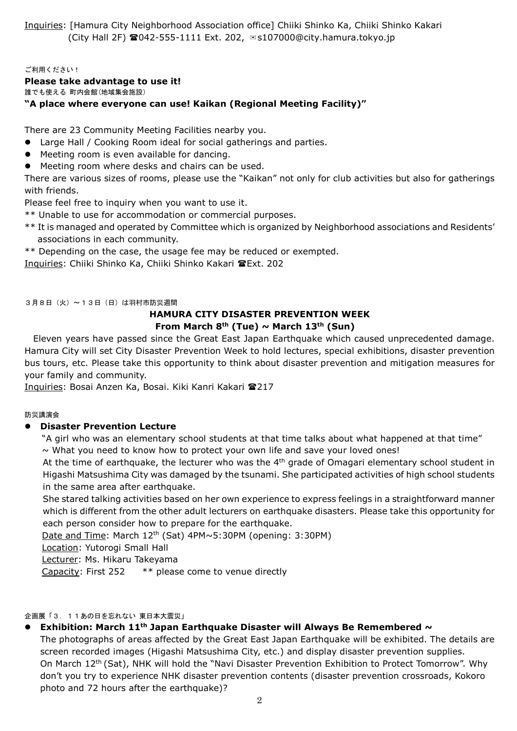Inquiries: [Hamura City Neighborhood Association office] Chiiki Shinko Ka, Chiiki Shinko Kakari (City Hall 2F) ☎042-555-1111 Ext. 202, ✉s107000@city.hamura.tokyo.jp

ご利用ください！

**Please take advantage to use it!**

誰でも使える 町内会館（地域集会施設）

**"A place where everyone can use! Kaikan (Regional Meeting Facility)"**

There are 23 Community Meeting Facilities nearby you.

- Large Hall / Cooking Room ideal for social gatherings and parties.
- Meeting room is even available for dancing.
- Meeting room where desks and chairs can be used.

There are various sizes of rooms, please use the "Kaikan" not only for club activities but also for gatherings with friends.

Please feel free to inquiry when you want to use it.

** Unable to use for accommodation or commercial purposes.

** It is managed and operated by Committee which is organized by Neighborhood associations and Residents' associations in each community.

** Depending on the case, the usage fee may be reduced or exempted.

Inquiries: Chiiki Shinko Ka, Chiiki Shinko Kakari ☎Ext. 202

３月８日（火）～１３日（日）は羽村市防災週間

## HAMURA CITY DISASTER PREVENTION WEEK
### From March 8th (Tue) ~ March 13th (Sun)

Eleven years have passed since the Great East Japan Earthquake which caused unprecedented damage. Hamura City will set City Disaster Prevention Week to hold lectures, special exhibitions, disaster prevention bus tours, etc. Please take this opportunity to think about disaster prevention and mitigation measures for your family and community.

Inquiries: Bosai Anzen Ka, Bosai. Kiki Kanri Kakari ☎217

防災講演会

- **Disaster Prevention Lecture**

  "A girl who was an elementary school students at that time talks about what happened at that time"
  ~ What you need to know how to protect your own life and save your loved ones!

  At the time of earthquake, the lecturer who was the 4th grade of Omagari elementary school student in Higashi Matsushima City was damaged by the tsunami. She participated activities of high school students in the same area after earthquake.

  She stared talking activities based on her own experience to express feelings in a straightforward manner which is different from the other adult lecturers on earthquake disasters. Please take this opportunity for each person consider how to prepare for the earthquake.

  Date and Time: March 12th (Sat) 4PM~5:30PM (opening: 3:30PM)
  Location: Yutorogi Small Hall
  Lecturer: Ms. Hikaru Takeyama
  Capacity: First 252 ** please come to venue directly

企画展「３．１１あの日を忘れない 東日本大震災」

- **Exhibition: March 11th Japan Earthquake Disaster will Always Be Remembered ~**

  The photographs of areas affected by the Great East Japan Earthquake will be exhibited. The details are screen recorded images (Higashi Matsushima City, etc.) and display disaster prevention supplies.
  On March 12th (Sat), NHK will hold the "Navi Disaster Prevention Exhibition to Protect Tomorrow". Why don't you try to experience NHK disaster prevention contents (disaster prevention crossroads, Kokoro photo and 72 hours after the earthquake)?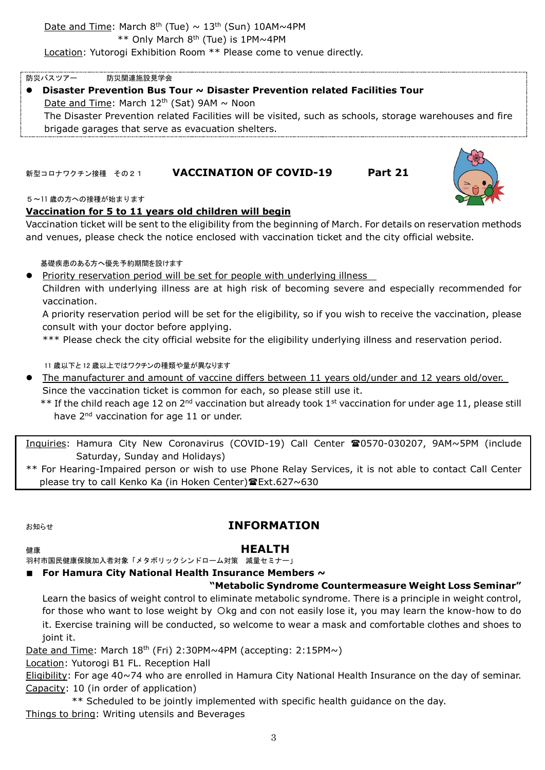Date and Time: March 8th (Tue) ~ 13th (Sun) 10AM~4PM
** Only March 8th (Tue) is 1PM~4PM
Location: Yutorogi Exhibition Room ** Please come to venue directly.

防災バスツアー　　防災関連施設見学会

- **Disaster Prevention Bus Tour ~ Disaster Prevention related Facilities Tour**
  Date and Time: March 12th (Sat) 9AM ~ Noon
  The Disaster Prevention related Facilities will be visited, such as schools, storage warehouses and fire brigade garages that serve as evacuation shelters.

新型コロナワクチン接種　その２１

## VACCINATION OF COVID-19　Part 21

５～11 歳の方への接種が始まります

**Vaccination for 5 to 11 years old children will begin**

Vaccination ticket will be sent to the eligibility from the beginning of March. For details on reservation methods and venues, please check the notice enclosed with vaccination ticket and the city official website.

基礎疾患のある方へ優先予約期間を設けます

- Priority reservation period will be set for people with underlying illness
  Children with underlying illness are at high risk of becoming severe and especially recommended for vaccination.
  A priority reservation period will be set for the eligibility, so if you wish to receive the vaccination, please consult with your doctor before applying.
  *** Please check the city official website for the eligibility underlying illness and reservation period.

11 歳以下と 12 歳以上ではワクチンの種類や量が異なります

- The manufacturer and amount of vaccine differs between 11 years old/under and 12 years old/over.
  Since the vaccination ticket is common for each, so please still use it.
  ** If the child reach age 12 on 2nd vaccination but already took 1st vaccination for under age 11, please still have 2nd vaccination for age 11 or under.

Inquiries: Hamura City New Coronavirus (COVID-19) Call Center ☎0570-030207, 9AM~5PM (include Saturday, Sunday and Holidays)
** For Hearing-Impaired person or wish to use Phone Relay Services, it is not able to contact Call Center please try to call Kenko Ka (in Hoken Center)☎Ext.627~630

お知らせ

## INFORMATION

健康

### HEALTH

羽村市国民健康保険加入者対象「メタボリックシンドローム対策　減量セミナー」

■ **For Hamura City National Health Insurance Members ~ "Metabolic Syndrome Countermeasure Weight Loss Seminar"**

Learn the basics of weight control to eliminate metabolic syndrome. There is a principle in weight control, for those who want to lose weight by ○kg and con not easily lose it, you may learn the know-how to do it. Exercise training will be conducted, so welcome to wear a mask and comfortable clothes and shoes to joint it.

Date and Time: March 18th (Fri) 2:30PM~4PM (accepting: 2:15PM~)
Location: Yutorogi B1 FL. Reception Hall
Eligibility: For age 40~74 who are enrolled in Hamura City National Health Insurance on the day of seminar.
Capacity: 10 (in order of application)
** Scheduled to be jointly implemented with specific health guidance on the day.
Things to bring: Writing utensils and Beverages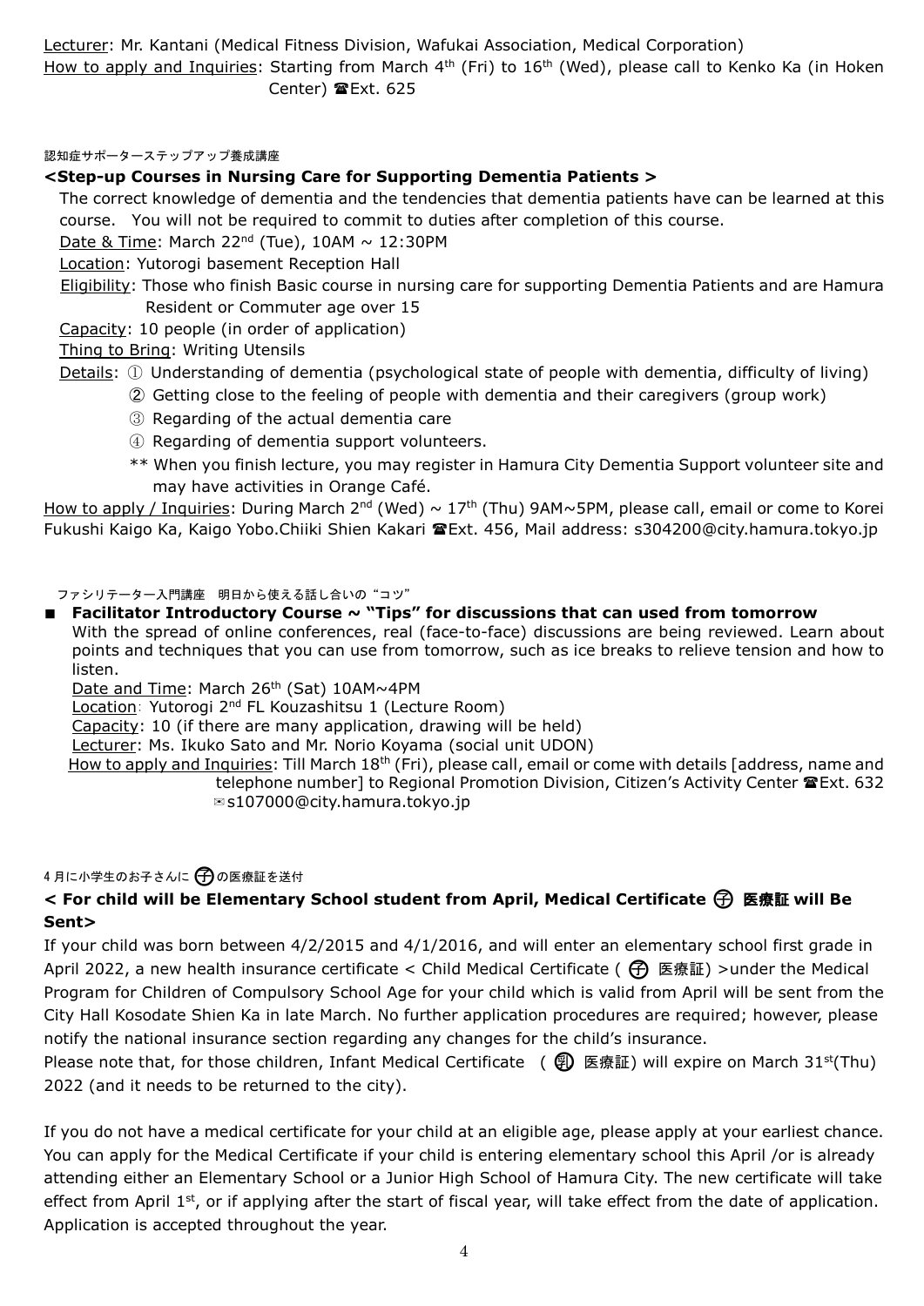Lecturer: Mr. Kantani (Medical Fitness Division, Wafukai Association, Medical Corporation)
How to apply and Inquiries: Starting from March 4th (Fri) to 16th (Wed), please call to Kenko Ka (in Hoken Center) ☎Ext. 625

認知症サポーターステップアップ養成講座

**<Step-up Courses in Nursing Care for Supporting Dementia Patients >**

The correct knowledge of dementia and the tendencies that dementia patients have can be learned at this course. You will not be required to commit to duties after completion of this course.

Date & Time: March 22nd (Tue), 10AM ~ 12:30PM
Location: Yutorogi basement Reception Hall
Eligibility: Those who finish Basic course in nursing care for supporting Dementia Patients and are Hamura Resident or Commuter age over 15
Capacity: 10 people (in order of application)
Thing to Bring: Writing Utensils
Details: ① Understanding of dementia (psychological state of people with dementia, difficulty of living)
② Getting close to the feeling of people with dementia and their caregivers (group work)
③ Regarding of the actual dementia care
④ Regarding of dementia support volunteers.
** When you finish lecture, you may register in Hamura City Dementia Support volunteer site and may have activities in Orange Café.

How to apply / Inquiries: During March 2nd (Wed) ~ 17th (Thu) 9AM~5PM, please call, email or come to Korei Fukushi Kaigo Ka, Kaigo Yobo.Chiiki Shien Kakari ☎Ext. 456, Mail address: s304200@city.hamura.tokyo.jp

ファシリテーター入門講座　明日から使える話し合いの"コツ"

■ **Facilitator Introductory Course ~ "Tips" for discussions that can used from tomorrow**

With the spread of online conferences, real (face-to-face) discussions are being reviewed. Learn about points and techniques that you can use from tomorrow, such as ice breaks to relieve tension and how to listen.

Date and Time: March 26th (Sat) 10AM~4PM
Location: Yutorogi 2nd FL Kouzashitsu 1 (Lecture Room)
Capacity: 10 (if there are many application, drawing will be held)
Lecturer: Ms. Ikuko Sato and Mr. Norio Koyama (social unit UDON)
How to apply and Inquiries: Till March 18th (Fri), please call, email or come with details [address, name and telephone number] to Regional Promotion Division, Citizen's Activity Center ☎Ext. 632 ✉s107000@city.hamura.tokyo.jp

4 月に小学生のお子さんに ㋺の医療証を送付

**< For child will be Elementary School student from April, Medical Certificate ㋺ 医療証 will Be Sent>**

If your child was born between 4/2/2015 and 4/1/2016, and will enter an elementary school first grade in April 2022, a new health insurance certificate < Child Medical Certificate ( ㋺ 医療証) >under the Medical Program for Children of Compulsory School Age for your child which is valid from April will be sent from the City Hall Kosodate Shien Ka in late March. No further application procedures are required; however, please notify the national insurance section regarding any changes for the child's insurance.

Please note that, for those children, Infant Medical Certificate ( ㊮ 医療証) will expire on March 31st(Thu) 2022 (and it needs to be returned to the city).

If you do not have a medical certificate for your child at an eligible age, please apply at your earliest chance. You can apply for the Medical Certificate if your child is entering elementary school this April /or is already attending either an Elementary School or a Junior High School of Hamura City. The new certificate will take effect from April 1st, or if applying after the start of fiscal year, will take effect from the date of application. Application is accepted throughout the year.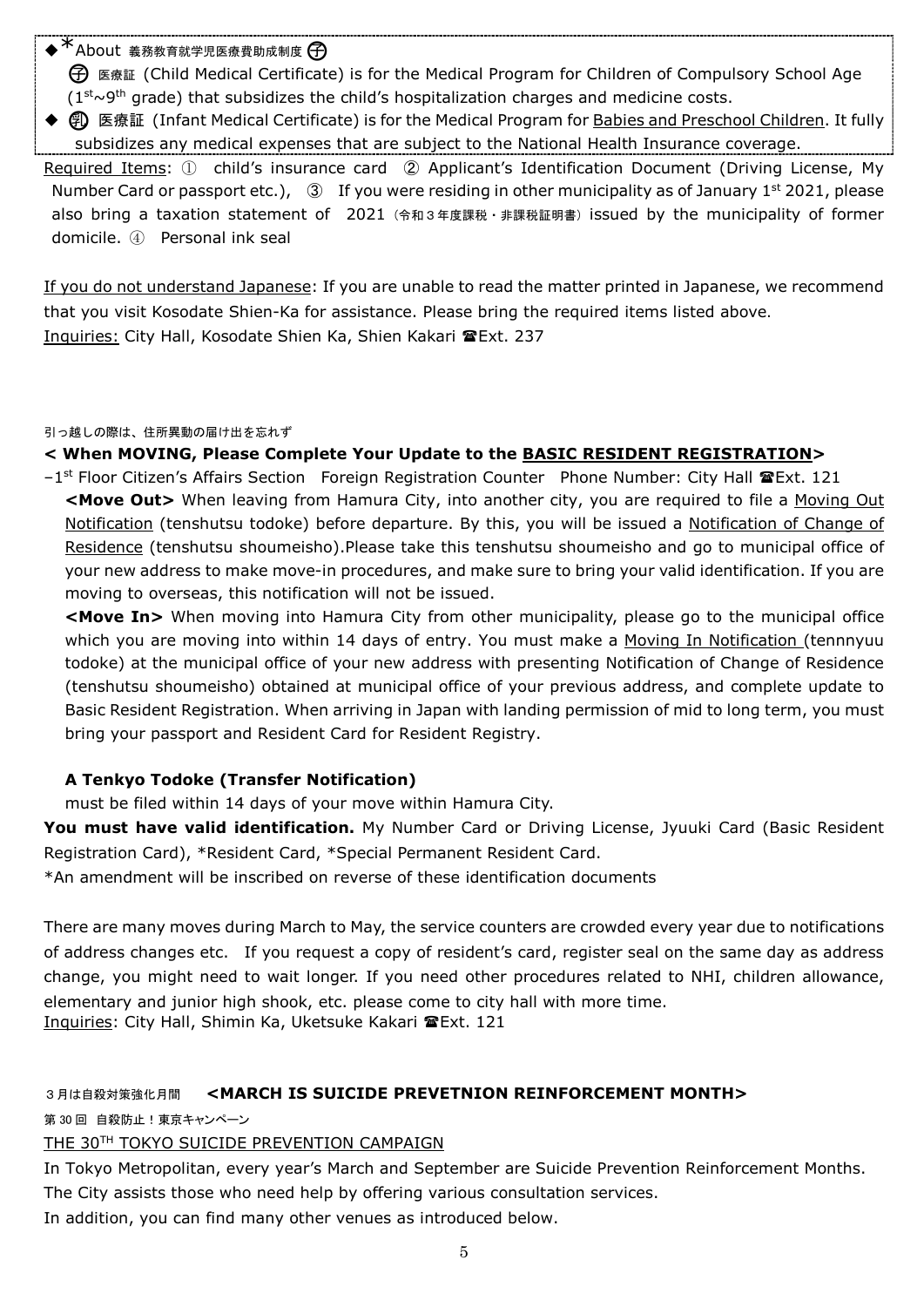◆*About 義務教育就学児医療費助成制度 ㋹

㋹ 医療証 (Child Medical Certificate) is for the Medical Program for Children of Compulsory School Age (1st~9th grade) that subsidizes the child's hospitalization charges and medicine costs.

◆ ㊚ 医療証 (Infant Medical Certificate) is for the Medical Program for Babies and Preschool Children. It fully subsidizes any medical expenses that are subject to the National Health Insurance coverage.

Required Items: ① child's insurance card ② Applicant's Identification Document (Driving License, My Number Card or passport etc.), ③ If you were residing in other municipality as of January 1st 2021, please also bring a taxation statement of 2021（令和３年度課税・非課税証明書）issued by the municipality of former domicile. ④ Personal ink seal

If you do not understand Japanese: If you are unable to read the matter printed in Japanese, we recommend that you visit Kosodate Shien-Ka for assistance. Please bring the required items listed above.
Inquiries: City Hall, Kosodate Shien Ka, Shien Kakari ☎Ext. 237

引っ越しの際は、住所異動の届け出を忘れず

**< When MOVING, Please Complete Your Update to the BASIC RESIDENT REGISTRATION>**

–1st Floor Citizen's Affairs Section Foreign Registration Counter Phone Number: City Hall ☎Ext. 121

**<Move Out>** When leaving from Hamura City, into another city, you are required to file a Moving Out Notification (tenshutsu todoke) before departure. By this, you will be issued a Notification of Change of Residence (tenshutsu shoumeisho).Please take this tenshutsu shoumeisho and go to municipal office of your new address to make move-in procedures, and make sure to bring your valid identification. If you are moving to overseas, this notification will not be issued.

**<Move In>** When moving into Hamura City from other municipality, please go to the municipal office which you are moving into within 14 days of entry. You must make a Moving In Notification (tennnyuu todoke) at the municipal office of your new address with presenting Notification of Change of Residence (tenshutsu shoumeisho) obtained at municipal office of your previous address, and complete update to Basic Resident Registration. When arriving in Japan with landing permission of mid to long term, you must bring your passport and Resident Card for Resident Registry.

**A Tenkyo Todoke (Transfer Notification)**

must be filed within 14 days of your move within Hamura City.

**You must have valid identification.** My Number Card or Driving License, Jyuuki Card (Basic Resident Registration Card), *Resident Card, *Special Permanent Resident Card.

*An amendment will be inscribed on reverse of these identification documents

There are many moves during March to May, the service counters are crowded every year due to notifications of address changes etc. If you request a copy of resident's card, register seal on the same day as address change, you might need to wait longer. If you need other procedures related to NHI, children allowance, elementary and junior high shook, etc. please come to city hall with more time.
Inquiries: City Hall, Shimin Ka, Uketsuke Kakari ☎Ext. 121

３月は自殺対策強化月間 **<MARCH IS SUICIDE PREVETNION REINFORCEMENT MONTH>**

第 30 回 自殺防止！東京キャンペーン

THE 30TH TOKYO SUICIDE PREVENTION CAMPAIGN

In Tokyo Metropolitan, every year's March and September are Suicide Prevention Reinforcement Months.
The City assists those who need help by offering various consultation services.
In addition, you can find many other venues as introduced below.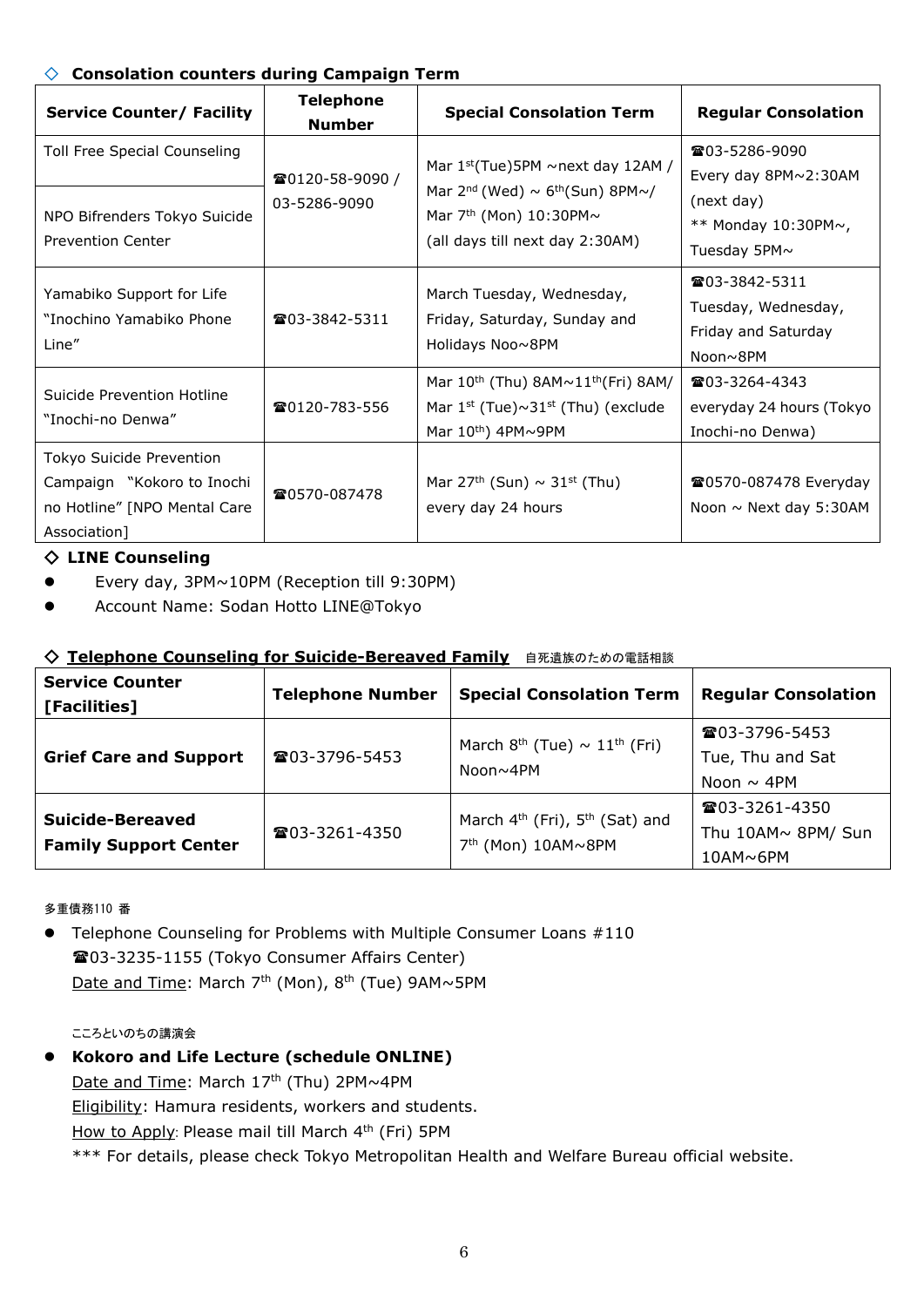### ◇ Consolation counters during Campaign Term

| Service Counter/ Facility | Telephone Number | Special Consolation Term | Regular Consolation |
|---|---|---|---|
| Toll Free Special Counseling | ☎0120-58-9090 / 03-5286-9090 | Mar 1st(Tue)5PM ~next day 12AM / Mar 2nd (Wed) ~ 6th(Sun) 8PM~/ Mar 7th (Mon) 10:30PM~ (all days till next day 2:30AM) | ☎03-5286-9090 Every day 8PM~2:30AM (next day) ** Monday 10:30PM~, Tuesday 5PM~ |
| NPO Bifrenders Tokyo Suicide Prevention Center | | | |
| Yamabiko Support for Life "Inochino Yamabiko Phone Line" | ☎03-3842-5311 | March Tuesday, Wednesday, Friday, Saturday, Sunday and Holidays Noo~8PM | ☎03-3842-5311 Tuesday, Wednesday, Friday and Saturday Noon~8PM |
| Suicide Prevention Hotline "Inochi-no Denwa" | ☎0120-783-556 | Mar 10th (Thu) 8AM~11th(Fri) 8AM/ Mar 1st (Tue)~31st (Thu) (exclude Mar 10th) 4PM~9PM | ☎03-3264-4343 everyday 24 hours (Tokyo Inochi-no Denwa) |
| Tokyo Suicide Prevention Campaign "Kokoro to Inochi no Hotline" [NPO Mental Care Association] | ☎0570-087478 | Mar 27th (Sun) ~ 31st (Thu) every day 24 hours | ☎0570-087478 Everyday Noon ~ Next day 5:30AM |

### ◇ LINE Counseling

- Every day, 3PM~10PM (Reception till 9:30PM)
- Account Name: Sodan Hotto LINE@Tokyo

### ◇ Telephone Counseling for Suicide-Bereaved Family 自死遺族のための電話相談

| Service Counter [Facilities] | Telephone Number | Special Consolation Term | Regular Consolation |
|---|---|---|---|
| **Grief Care and Support** | ☎03-3796-5453 | March 8th (Tue) ~ 11th (Fri) Noon~4PM | ☎03-3796-5453 Tue, Thu and Sat Noon ~ 4PM |
| **Suicide-Bereaved Family Support Center** | ☎03-3261-4350 | March 4th (Fri), 5th (Sat) and 7th (Mon) 10AM~8PM | ☎03-3261-4350 Thu 10AM~ 8PM/ Sun 10AM~6PM |

多重債務110 番

- Telephone Counseling for Problems with Multiple Consumer Loans #110
  ☎03-3235-1155 (Tokyo Consumer Affairs Center)
  Date and Time: March 7th (Mon), 8th (Tue) 9AM~5PM

こころといのちの講演会

- **Kokoro and Life Lecture (schedule ONLINE)**
  Date and Time: March 17th (Thu) 2PM~4PM
  Eligibility: Hamura residents, workers and students.
  How to Apply: Please mail till March 4th (Fri) 5PM
  *** For details, please check Tokyo Metropolitan Health and Welfare Bureau official website.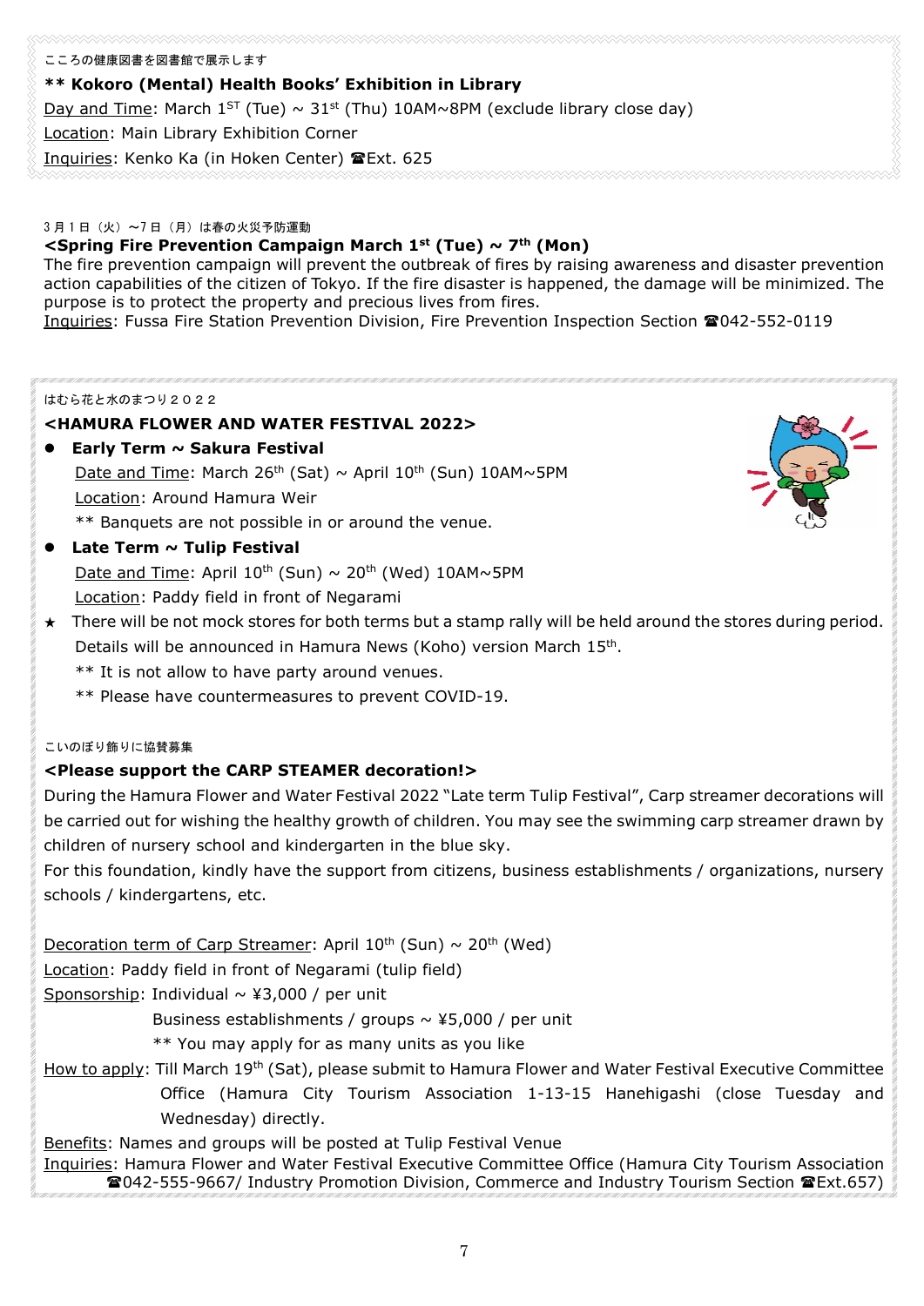こころの健康図書を図書館で展示します

**** Kokoro (Mental) Health Books' Exhibition in Library**

Day and Time: March 1ST (Tue) ~ 31st (Thu) 10AM~8PM (exclude library close day)

Location: Main Library Exhibition Corner

Inquiries: Kenko Ka (in Hoken Center) ☎Ext. 625

3月1日（火）～7日（月）は春の火災予防運動

**<Spring Fire Prevention Campaign March 1st (Tue) ~ 7th (Mon)**

The fire prevention campaign will prevent the outbreak of fires by raising awareness and disaster prevention action capabilities of the citizen of Tokyo. If the fire disaster is happened, the damage will be minimized. The purpose is to protect the property and precious lives from fires.

Inquiries: Fussa Fire Station Prevention Division, Fire Prevention Inspection Section ☎042-552-0119

はむら花と水のまつり２０２２

**<HAMURA FLOWER AND WATER FESTIVAL 2022>**

- **Early Term ~ Sakura Festival**
  Date and Time: March 26th (Sat) ~ April 10th (Sun) 10AM~5PM
  Location: Around Hamura Weir
  ** Banquets are not possible in or around the venue.
- **Late Term ~ Tulip Festival**
  Date and Time: April 10th (Sun) ~ 20th (Wed) 10AM~5PM
  Location: Paddy field in front of Negarami

★ There will be not mock stores for both terms but a stamp rally will be held around the stores during period. Details will be announced in Hamura News (Koho) version March 15th.
** It is not allow to have party around venues.
** Please have countermeasures to prevent COVID-19.

こいのぼり飾りに協賛募集

**<Please support the CARP STEAMER decoration!>**

During the Hamura Flower and Water Festival 2022 "Late term Tulip Festival", Carp streamer decorations will be carried out for wishing the healthy growth of children. You may see the swimming carp streamer drawn by children of nursery school and kindergarten in the blue sky.

For this foundation, kindly have the support from citizens, business establishments / organizations, nursery schools / kindergartens, etc.

Decoration term of Carp Streamer: April 10th (Sun) ~ 20th (Wed)

Location: Paddy field in front of Negarami (tulip field)

Sponsorship: Individual ~ ¥3,000 / per unit
Business establishments / groups ~ ¥5,000 / per unit
** You may apply for as many units as you like

How to apply: Till March 19th (Sat), please submit to Hamura Flower and Water Festival Executive Committee Office (Hamura City Tourism Association 1-13-15 Hanehigashi (close Tuesday and Wednesday) directly.

Benefits: Names and groups will be posted at Tulip Festival Venue

Inquiries: Hamura Flower and Water Festival Executive Committee Office (Hamura City Tourism Association ☎042-555-9667/ Industry Promotion Division, Commerce and Industry Tourism Section ☎Ext.657)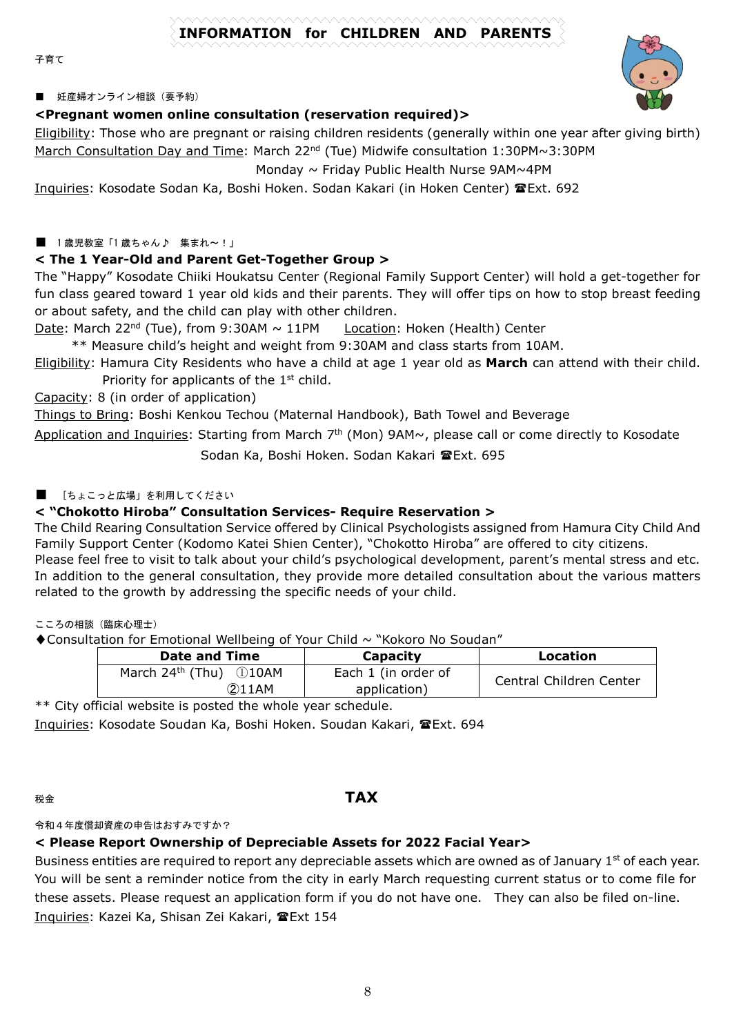# INFORMATION for CHILDREN AND PARENTS

子育て

■ 妊産婦オンライン相談（要予約）

**<Pregnant women online consultation (reservation required)>**

Eligibility: Those who are pregnant or raising children residents (generally within one year after giving birth)

March Consultation Day and Time: March 22nd (Tue) Midwife consultation 1:30PM~3:30PM

Monday ~ Friday Public Health Nurse 9AM~4PM

Inquiries: Kosodate Sodan Ka, Boshi Hoken. Sodan Kakari (in Hoken Center) ☎Ext. 692

■ 1歳児教室「1歳ちゃん♪ 集まれ～！」

**< The 1 Year-Old and Parent Get-Together Group >**

The "Happy" Kosodate Chiiki Houkatsu Center (Regional Family Support Center) will hold a get-together for fun class geared toward 1 year old kids and their parents. They will offer tips on how to stop breast feeding or about safety, and the child can play with other children.

Date: March 22nd (Tue), from 9:30AM ~ 11PM  Location: Hoken (Health) Center

** Measure child's height and weight from 9:30AM and class starts from 10AM.

Eligibility: Hamura City Residents who have a child at age 1 year old as **March** can attend with their child. Priority for applicants of the 1st child.

Capacity: 8 (in order of application)

Things to Bring: Boshi Kenkou Techou (Maternal Handbook), Bath Towel and Beverage

Application and Inquiries: Starting from March 7th (Mon) 9AM~, please call or come directly to Kosodate Sodan Ka, Boshi Hoken. Sodan Kakari ☎Ext. 695

■ ［ちょこっと広場」を利用してください

**< "Chokotto Hiroba" Consultation Services- Require Reservation >**

The Child Rearing Consultation Service offered by Clinical Psychologists assigned from Hamura City Child And Family Support Center (Kodomo Katei Shien Center), "Chokotto Hiroba" are offered to city citizens.

Please feel free to visit to talk about your child's psychological development, parent's mental stress and etc. In addition to the general consultation, they provide more detailed consultation about the various matters related to the growth by addressing the specific needs of your child.

こころの相談（臨床心理士）

◆Consultation for Emotional Wellbeing of Your Child ~ "Kokoro No Soudan"

| Date and Time | Capacity | Location |
|---|---|---|
| March 24th (Thu) ①10AM ②11AM | Each 1 (in order of application) | Central Children Center |

** City official website is posted the whole year schedule.

Inquiries: Kosodate Soudan Ka, Boshi Hoken. Soudan Kakari, ☎Ext. 694

税金

## TAX

令和４年度償却資産の申告はおすみですか？

**< Please Report Ownership of Depreciable Assets for 2022 Facial Year>**

Business entities are required to report any depreciable assets which are owned as of January 1st of each year. You will be sent a reminder notice from the city in early March requesting current status or to come file for these assets. Please request an application form if you do not have one. They can also be filed on-line.

Inquiries: Kazei Ka, Shisan Zei Kakari, ☎Ext 154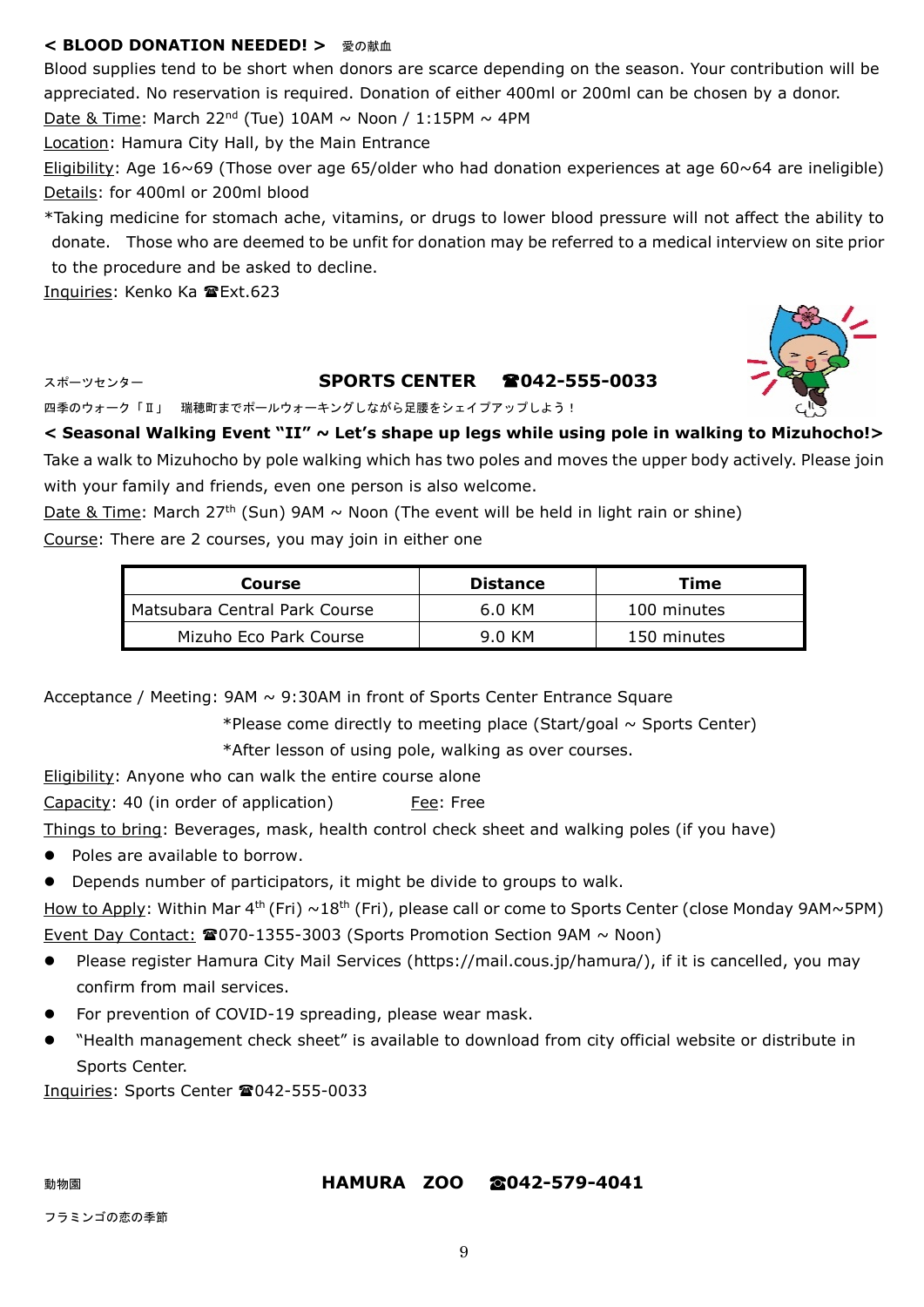## < BLOOD DONATION NEEDED! > 愛の献血

Blood supplies tend to be short when donors are scarce depending on the season. Your contribution will be appreciated. No reservation is required. Donation of either 400ml or 200ml can be chosen by a donor.

Date & Time: March 22nd (Tue) 10AM ~ Noon / 1:15PM ~ 4PM

Location: Hamura City Hall, by the Main Entrance

Eligibility: Age 16~69 (Those over age 65/older who had donation experiences at age 60~64 are ineligible)

Details: for 400ml or 200ml blood

*Taking medicine for stomach ache, vitamins, or drugs to lower blood pressure will not affect the ability to donate. Those who are deemed to be unfit for donation may be referred to a medical interview on site prior to the procedure and be asked to decline.

Inquiries: Kenko Ka ☎Ext.623

スポーツセンター

# SPORTS CENTER ☎042-555-0033

四季のウォーク「Ⅱ」 瑞穂町までポールウォーキングしながら足腰をシェイプアップしよう！

## < Seasonal Walking Event "II" ~ Let's shape up legs while using pole in walking to Mizuhocho!>

Take a walk to Mizuhocho by pole walking which has two poles and moves the upper body actively. Please join with your family and friends, even one person is also welcome.

Date & Time: March 27th (Sun) 9AM ~ Noon (The event will be held in light rain or shine)

Course: There are 2 courses, you may join in either one

| Course | Distance | Time |
|---|---|---|
| Matsubara Central Park Course | 6.0 KM | 100 minutes |
| Mizuho Eco Park Course | 9.0 KM | 150 minutes |

Acceptance / Meeting: 9AM ~ 9:30AM in front of Sports Center Entrance Square

*Please come directly to meeting place (Start/goal ~ Sports Center)

*After lesson of using pole, walking as over courses.

Eligibility: Anyone who can walk the entire course alone

Capacity: 40 (in order of application) Fee: Free

Things to bring: Beverages, mask, health control check sheet and walking poles (if you have)

- Poles are available to borrow.
- Depends number of participators, it might be divide to groups to walk.

How to Apply: Within Mar 4th (Fri) ~18th (Fri), please call or come to Sports Center (close Monday 9AM~5PM)

Event Day Contact: ☎070-1355-3003 (Sports Promotion Section 9AM ~ Noon)

- Please register Hamura City Mail Services (https://mail.cous.jp/hamura/), if it is cancelled, you may confirm from mail services.
- For prevention of COVID-19 spreading, please wear mask.
- "Health management check sheet" is available to download from city official website or distribute in Sports Center.

Inquiries: Sports Center ☎042-555-0033

動物園

# HAMURA ZOO ☎042-579-4041

フラミンゴの恋の季節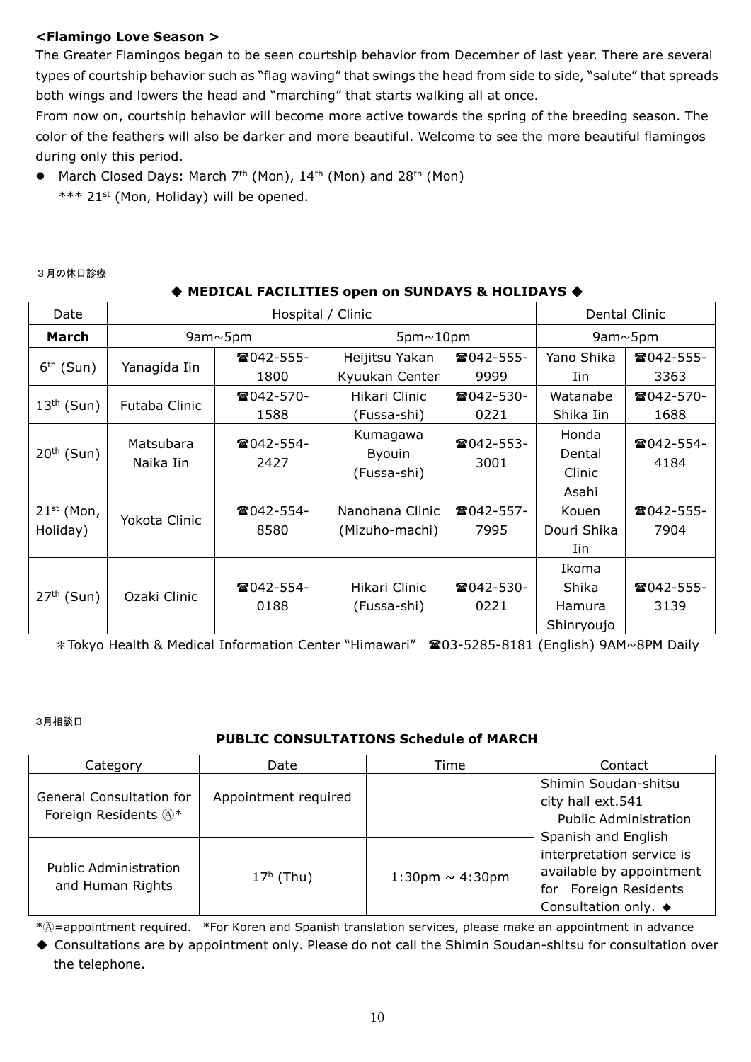**<Flamingo Love Season >**

The Greater Flamingos began to be seen courtship behavior from December of last year. There are several types of courtship behavior such as "flag waving" that swings the head from side to side, "salute" that spreads both wings and lowers the head and "marching" that starts walking all at once.

From now on, courtship behavior will become more active towards the spring of the breeding season. The color of the feathers will also be darker and more beautiful. Welcome to see the more beautiful flamingos during only this period.

- March Closed Days: March 7th (Mon), 14th (Mon) and 28th (Mon)
  *** 21st (Mon, Holiday) will be opened.

３月の休日診療

**◆ MEDICAL FACILITIES open on SUNDAYS & HOLIDAYS ◆**

| Date | Hospital / Clinic | | | | Dental Clinic | |
|---|---|---|---|---|---|---|
| **March** | 9am~5pm | | 5pm~10pm | | 9am~5pm | |
| 6th (Sun) | Yanagida Iin | ☎042-555-1800 | Heijitsu Yakan Kyuukan Center | ☎042-555-9999 | Yano Shika Iin | ☎042-555-3363 |
| 13th (Sun) | Futaba Clinic | ☎042-570-1588 | Hikari Clinic (Fussa-shi) | ☎042-530-0221 | Watanabe Shika Iin | ☎042-570-1688 |
| 20th (Sun) | Matsubara Naika Iin | ☎042-554-2427 | Kumagawa Byouin (Fussa-shi) | ☎042-553-3001 | Honda Dental Clinic | ☎042-554-4184 |
| 21st (Mon, Holiday) | Yokota Clinic | ☎042-554-8580 | Nanohana Clinic (Mizuho-machi) | ☎042-557-7995 | Asahi Kouen Douri Shika Iin | ☎042-555-7904 |
| 27th (Sun) | Ozaki Clinic | ☎042-554-0188 | Hikari Clinic (Fussa-shi) | ☎042-530-0221 | Ikoma Shika Hamura Shinryoujo | ☎042-555-3139 |

＊Tokyo Health & Medical Information Center "Himawari"　☎03-5285-8181 (English) 9AM~8PM Daily

３月相談日

**PUBLIC CONSULTATIONS Schedule of MARCH**

| Category | Date | Time | Contact |
|---|---|---|---|
| General Consultation for Foreign Residents Ⓐ* | Appointment required | | Shimin Soudan-shitsu city hall ext.541 Public Administration Spanish and English interpretation service is available by appointment for Foreign Residents Consultation only. ◆ |
| Public Administration and Human Rights | 17h (Thu) | 1:30pm ~ 4:30pm | |

*Ⓐ=appointment required.　*For Koren and Spanish translation services, please make an appointment in advance

◆ Consultations are by appointment only. Please do not call the Shimin Soudan-shitsu for consultation over the telephone.